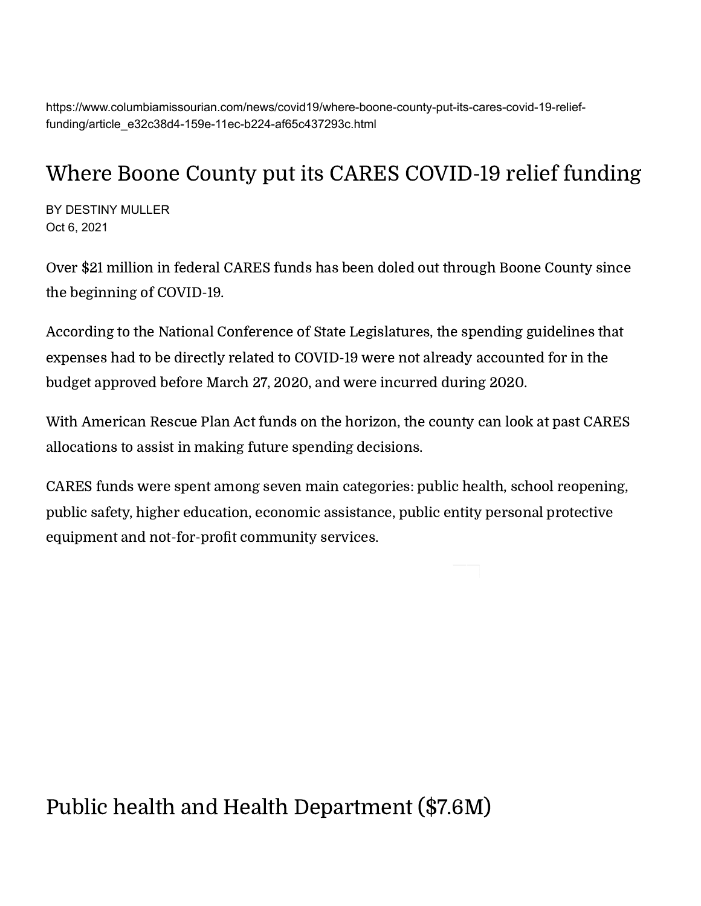https://www.columbiamissourian.com/news/covid19/where-boone-county-put-its-cares-covid-19-relief-funding/article_e32c38d4-159e-11ec-b224-af65c437293c.html

# Where Boone County put its CARES COVID-19 relief funding

BY DESTINY MULLER
Oct 6, 2021

Over $21 million in federal CARES funds has been doled out through Boone County since the beginning of COVID-19.

According to the National Conference of State Legislatures, the spending guidelines that expenses had to be directly related to COVID-19 were not already accounted for in the budget approved before March 27, 2020, and were incurred during 2020.

With American Rescue Plan Act funds on the horizon, the county can look at past CARES allocations to assist in making future spending decisions.

CARES funds were spent among seven main categories: public health, school reopening, public safety, higher education, economic assistance, public entity personal protective equipment and not-for-profit community services.

## Public health and Health Department ($7.6M)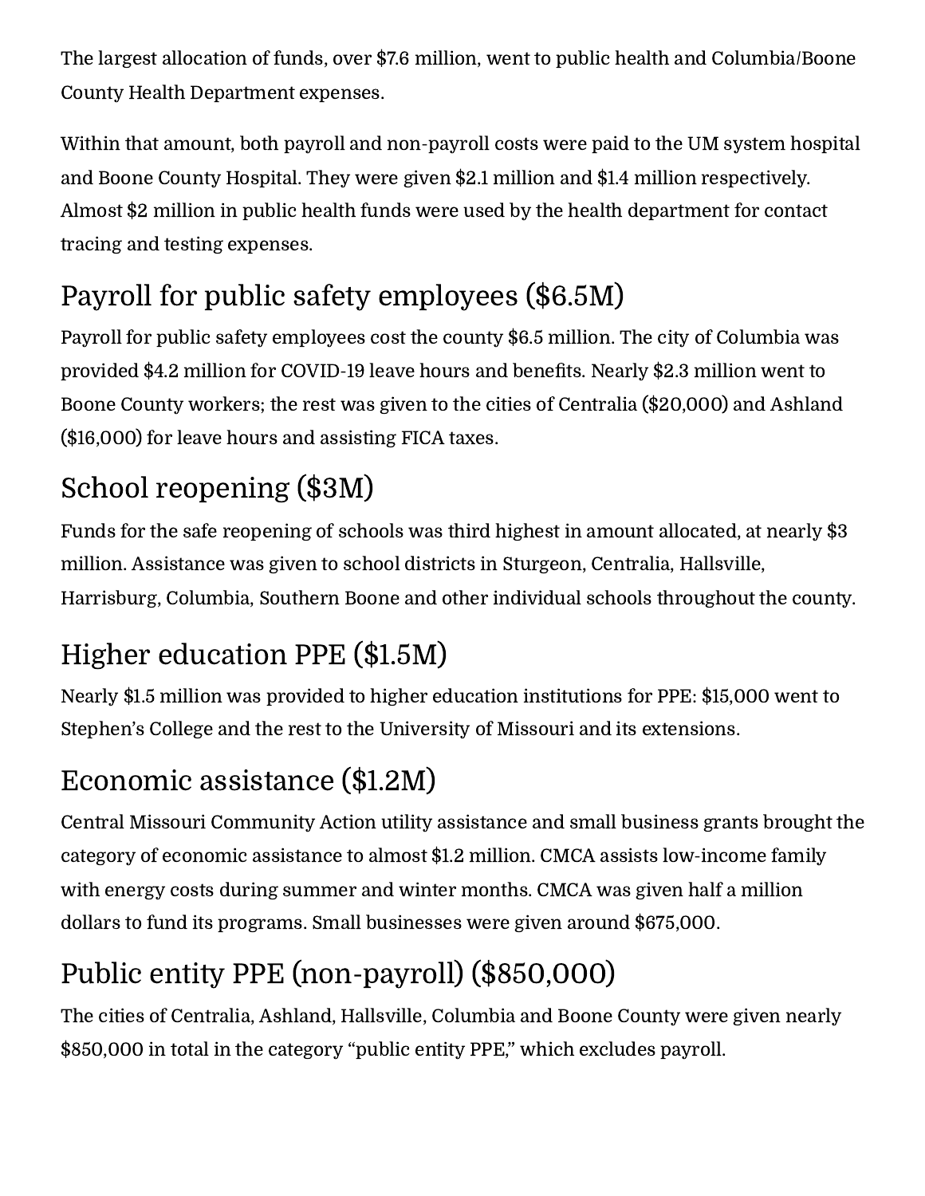The largest allocation of funds, over $7.6 million, went to public health and Columbia/Boone County Health Department expenses.

Within that amount, both payroll and non-payroll costs were paid to the UM system hospital and Boone County Hospital. They were given $2.1 million and $1.4 million respectively. Almost $2 million in public health funds were used by the health department for contact tracing and testing expenses.

## Payroll for public safety employees ($6.5M)

Payroll for public safety employees cost the county $6.5 million. The city of Columbia was provided $4.2 million for COVID-19 leave hours and benefits. Nearly $2.3 million went to Boone County workers; the rest was given to the cities of Centralia ($20,000) and Ashland ($16,000) for leave hours and assisting FICA taxes.

## School reopening ($3M)

Funds for the safe reopening of schools was third highest in amount allocated, at nearly $3 million. Assistance was given to school districts in Sturgeon, Centralia, Hallsville, Harrisburg, Columbia, Southern Boone and other individual schools throughout the county.

## Higher education PPE ($1.5M)

Nearly $1.5 million was provided to higher education institutions for PPE: $15,000 went to Stephen's College and the rest to the University of Missouri and its extensions.

## Economic assistance ($1.2M)

Central Missouri Community Action utility assistance and small business grants brought the category of economic assistance to almost $1.2 million. CMCA assists low-income family with energy costs during summer and winter months. CMCA was given half a million dollars to fund its programs. Small businesses were given around $675,000.

## Public entity PPE (non-payroll) ($850,000)

The cities of Centralia, Ashland, Hallsville, Columbia and Boone County were given nearly $850,000 in total in the category "public entity PPE," which excludes payroll.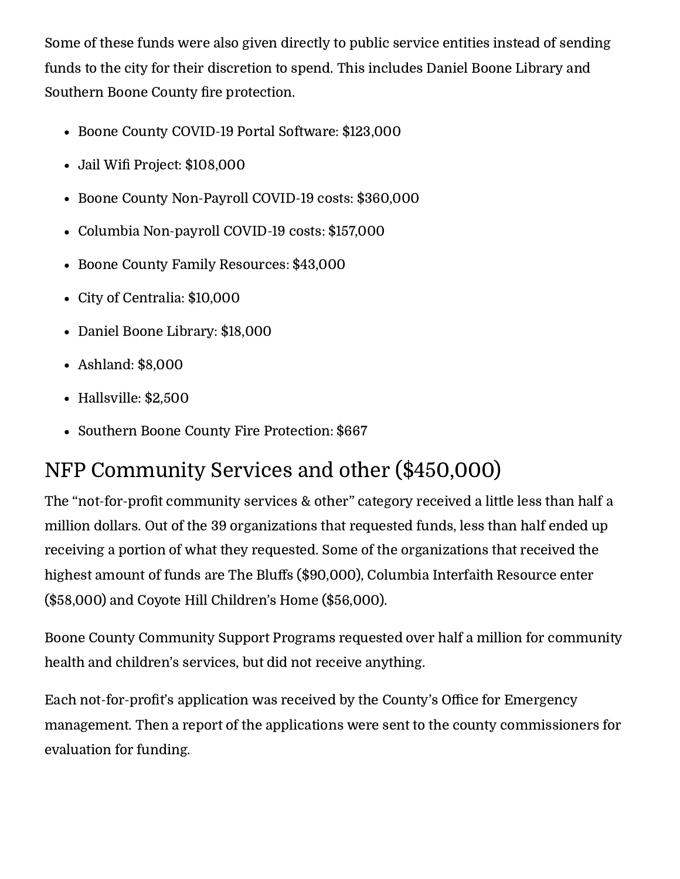Some of these funds were also given directly to public service entities instead of sending funds to the city for their discretion to spend. This includes Daniel Boone Library and Southern Boone County fire protection.

- Boone County COVID-19 Portal Software: $123,000
- Jail Wifi Project: $108,000
- Boone County Non-Payroll COVID-19 costs: $360,000
- Columbia Non-payroll COVID-19 costs: $157,000
- Boone County Family Resources: $43,000
- City of Centralia: $10,000
- Daniel Boone Library: $18,000
- Ashland: $8,000
- Hallsville: $2,500
- Southern Boone County Fire Protection: $667

## NFP Community Services and other ($450,000)

The “not-for-profit community services & other” category received a little less than half a million dollars. Out of the 39 organizations that requested funds, less than half ended up receiving a portion of what they requested. Some of the organizations that received the highest amount of funds are The Bluffs ($90,000), Columbia Interfaith Resource enter ($58,000) and Coyote Hill Children’s Home ($56,000).

Boone County Community Support Programs requested over half a million for community health and children’s services, but did not receive anything.

Each not-for-profit’s application was received by the County’s Office for Emergency management. Then a report of the applications were sent to the county commissioners for evaluation for funding.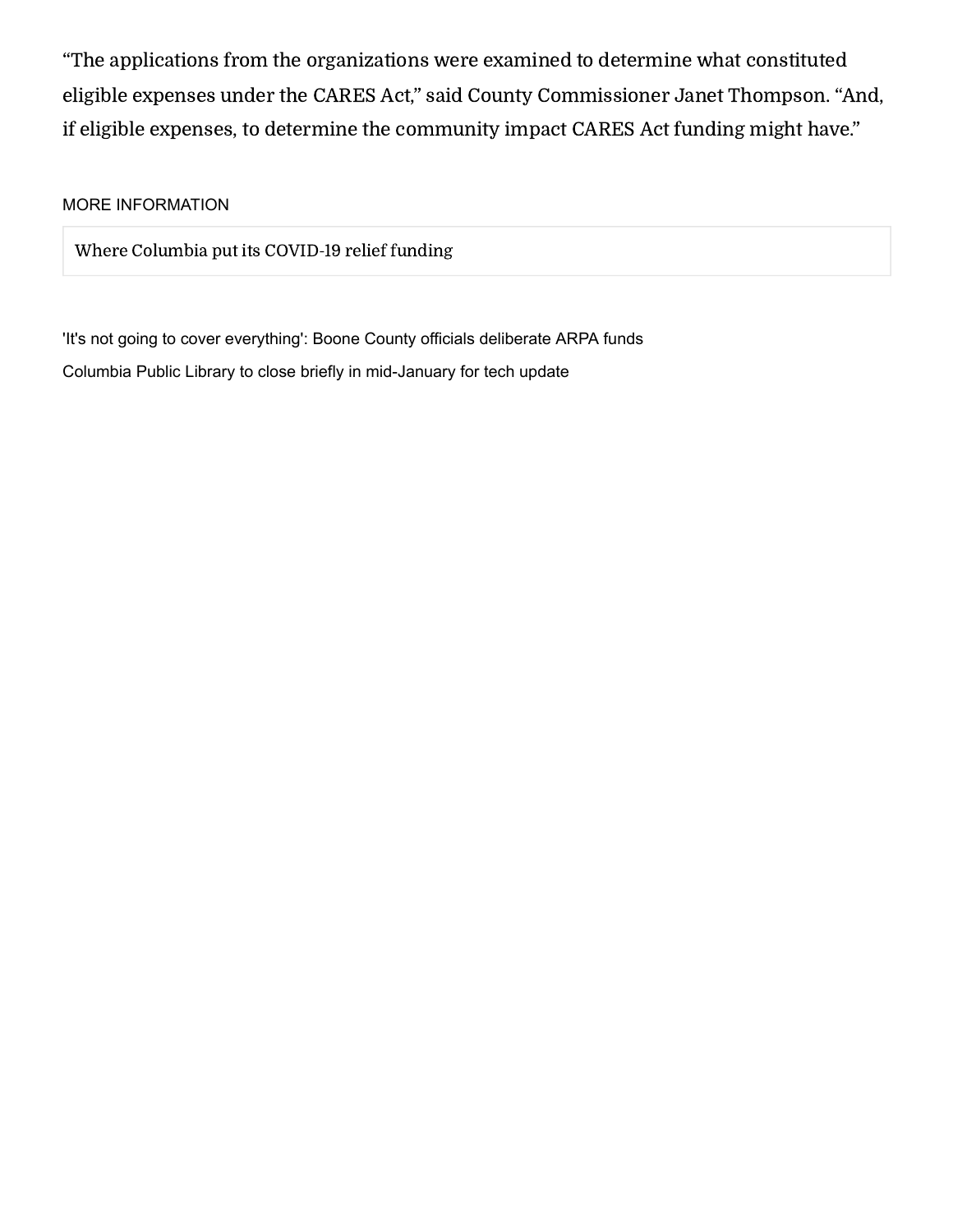"The applications from the organizations were examined to determine what constituted eligible expenses under the CARES Act," said County Commissioner Janet Thompson. "And, if eligible expenses, to determine the community impact CARES Act funding might have."

MORE INFORMATION

Where Columbia put its COVID-19 relief funding

'It's not going to cover everything': Boone County officials deliberate ARPA funds

Columbia Public Library to close briefly in mid-January for tech update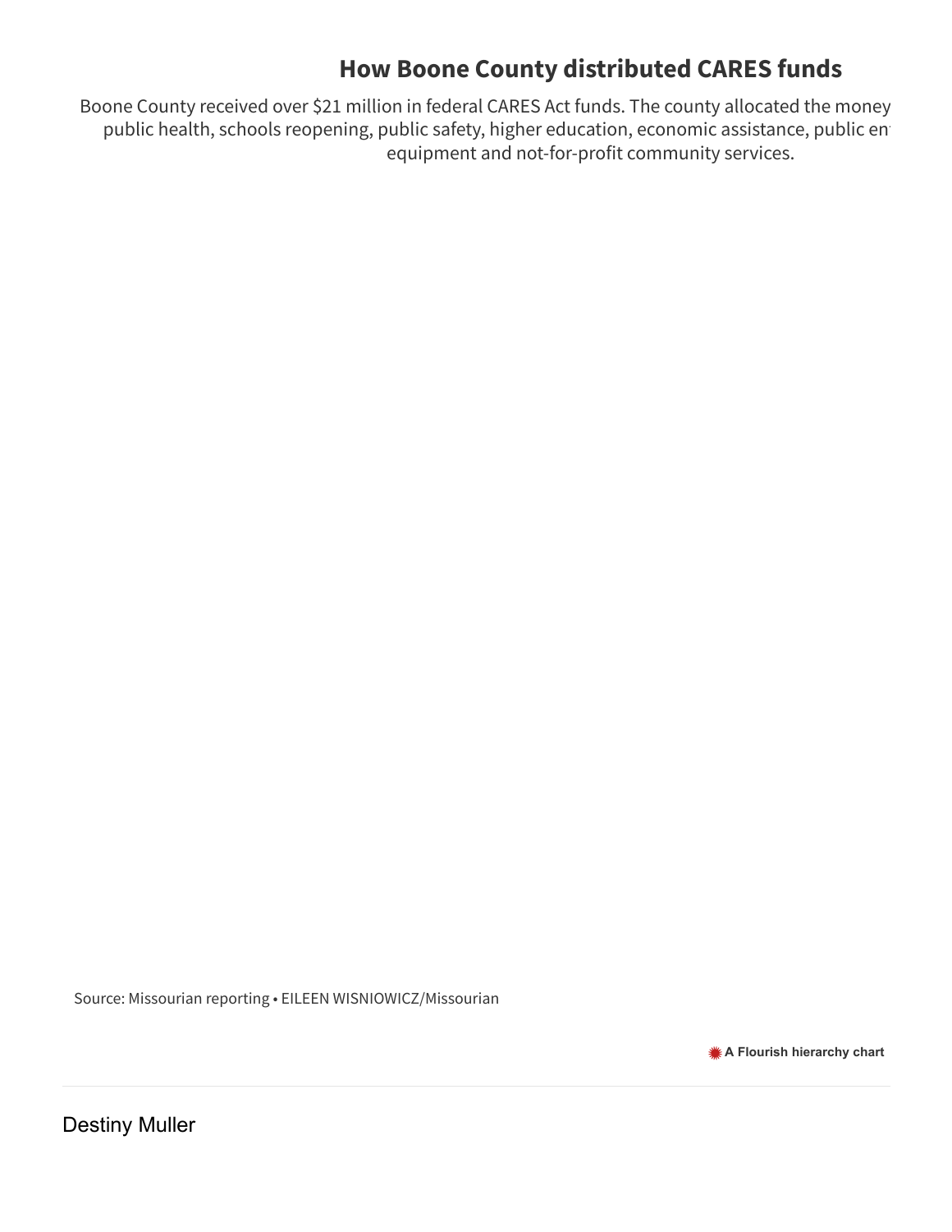## How Boone County distributed CARES funds

Boone County received over $21 million in federal CARES Act funds. The county allocated the money public health, schools reopening, public safety, higher education, economic assistance, public en equipment and not-for-profit community services.

Source: Missourian reporting • EILEEN WISNIOWICZ/Missourian

A Flourish hierarchy chart

---

Destiny Muller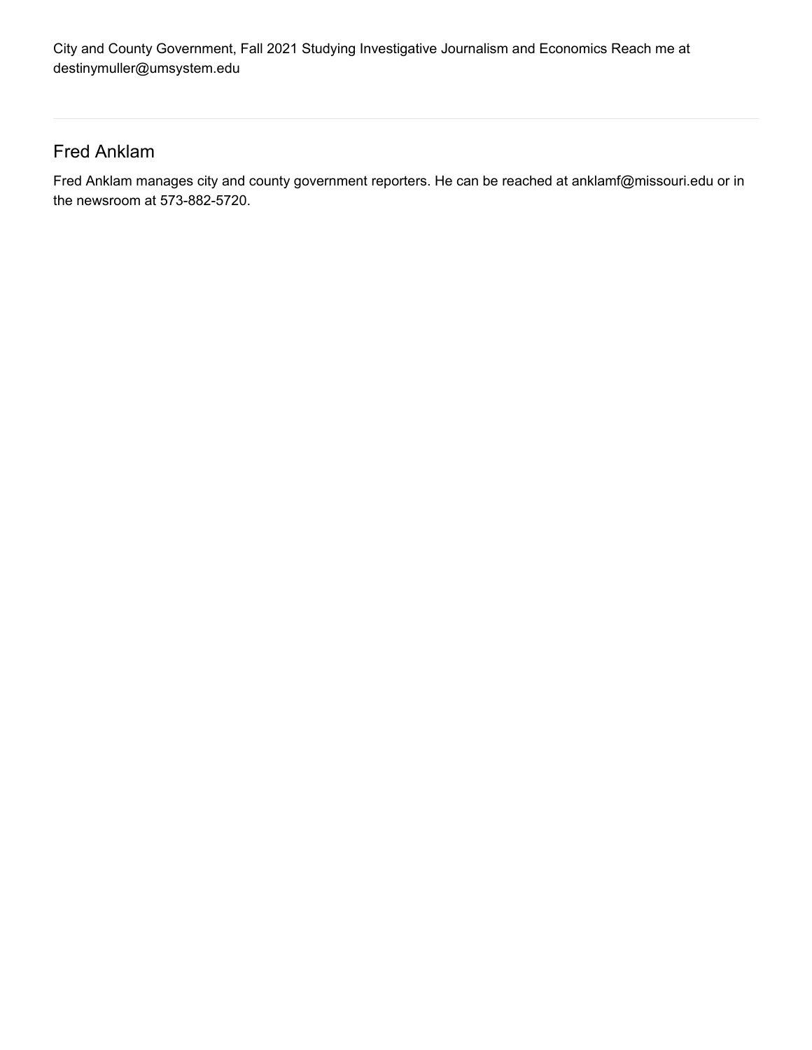City and County Government, Fall 2021 Studying Investigative Journalism and Economics Reach me at destinymuller@umsystem.edu

---

## Fred Anklam

Fred Anklam manages city and county government reporters. He can be reached at anklamf@missouri.edu or in the newsroom at 573-882-5720.